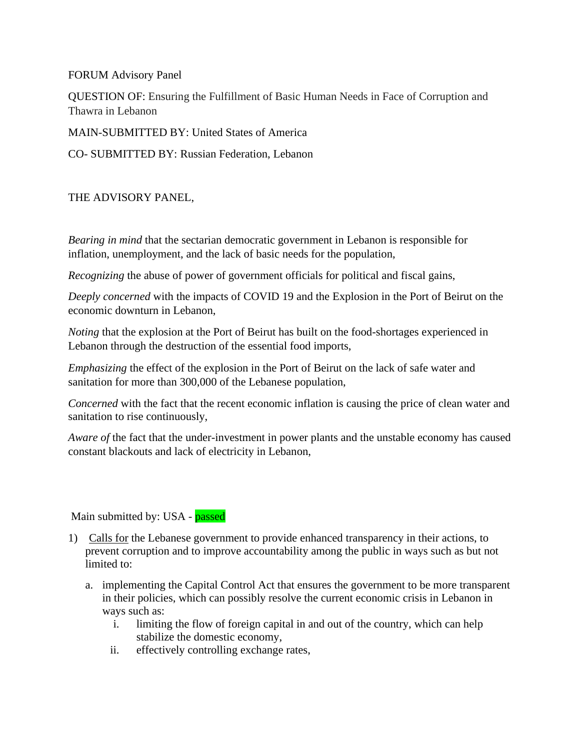FORUM Advisory Panel

QUESTION OF: Ensuring the Fulfillment of Basic Human Needs in Face of Corruption and Thawra in Lebanon

MAIN-SUBMITTED BY: United States of America

CO- SUBMITTED BY: Russian Federation, Lebanon

THE ADVISORY PANEL,

*Bearing in mind* that the sectarian democratic government in Lebanon is responsible for inflation, unemployment, and the lack of basic needs for the population,

*Recognizing* the abuse of power of government officials for political and fiscal gains,

*Deeply concerned* with the impacts of COVID 19 and the Explosion in the Port of Beirut on the economic downturn in Lebanon,

*Noting* that the explosion at the Port of Beirut has built on the food-shortages experienced in Lebanon through the destruction of the essential food imports,

*Emphasizing* the effect of the explosion in the Port of Beirut on the lack of safe water and sanitation for more than 300,000 of the Lebanese population,

*Concerned* with the fact that the recent economic inflation is causing the price of clean water and sanitation to rise continuously,

*Aware of* the fact that the under-investment in power plants and the unstable economy has caused constant blackouts and lack of electricity in Lebanon,

Main submitted by: USA - passed

1) Calls for the Lebanese government to provide enhanced transparency in their actions, to prevent corruption and to improve accountability among the public in ways such as but not limited to:
    a. implementing the Capital Control Act that ensures the government to be more transparent in their policies, which can possibly resolve the current economic crisis in Lebanon in ways such as:
        i. limiting the flow of foreign capital in and out of the country, which can help stabilize the domestic economy,
        ii. effectively controlling exchange rates,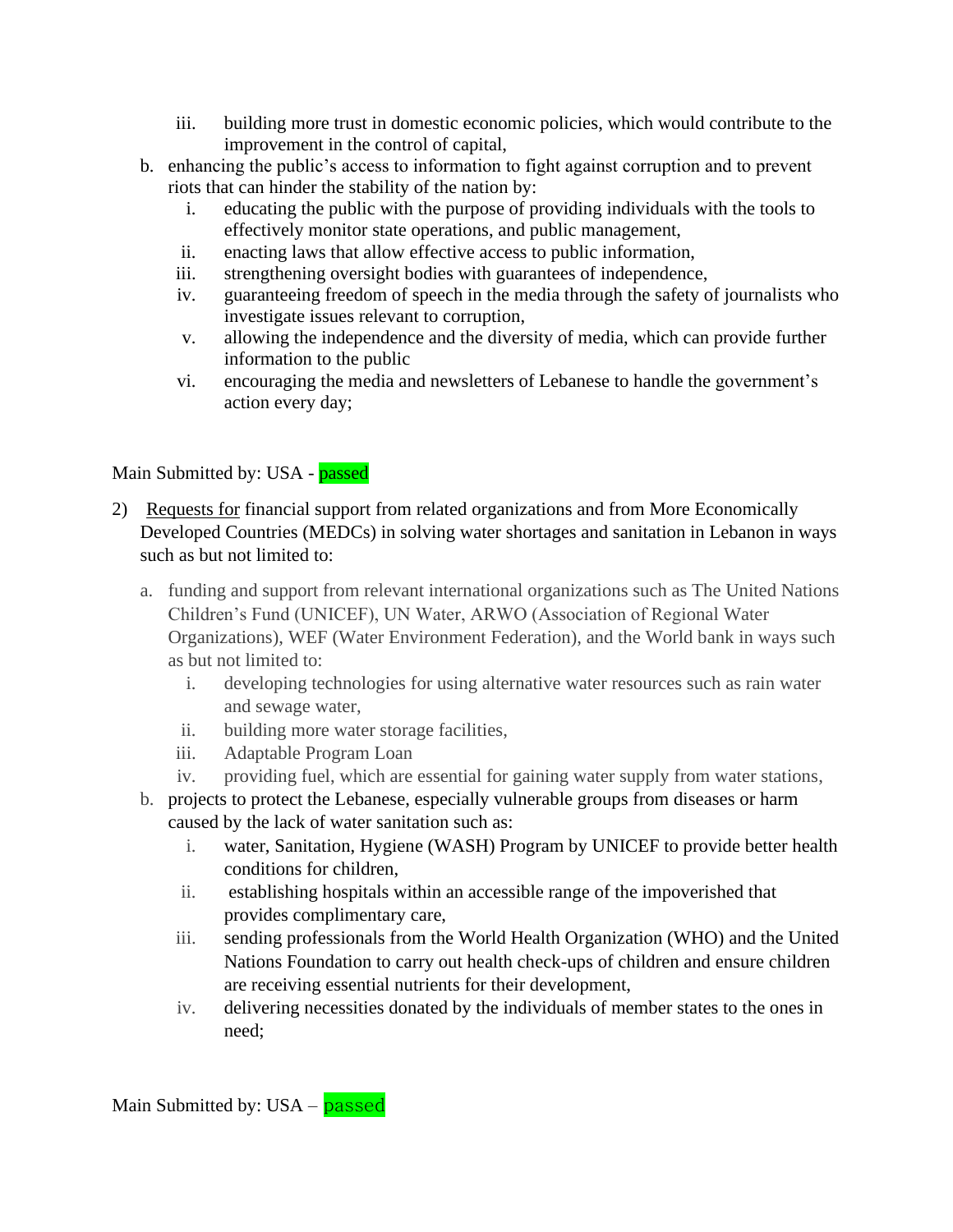iii. building more trust in domestic economic policies, which would contribute to the improvement in the control of capital,

b. enhancing the public's access to information to fight against corruption and to prevent riots that can hinder the stability of the nation by:
   i. educating the public with the purpose of providing individuals with the tools to effectively monitor state operations, and public management,
   ii. enacting laws that allow effective access to public information,
   iii. strengthening oversight bodies with guarantees of independence,
   iv. guaranteeing freedom of speech in the media through the safety of journalists who investigate issues relevant to corruption,
   v. allowing the independence and the diversity of media, which can provide further information to the public
   vi. encouraging the media and newsletters of Lebanese to handle the government's action every day;

Main Submitted by: USA - passed

2) Requests for financial support from related organizations and from More Economically Developed Countries (MEDCs) in solving water shortages and sanitation in Lebanon in ways such as but not limited to:

   a. funding and support from relevant international organizations such as The United Nations Children's Fund (UNICEF), UN Water, ARWO (Association of Regional Water Organizations), WEF (Water Environment Federation), and the World bank in ways such as but not limited to:
      i. developing technologies for using alternative water resources such as rain water and sewage water,
      ii. building more water storage facilities,
      iii. Adaptable Program Loan
      iv. providing fuel, which are essential for gaining water supply from water stations,
   b. projects to protect the Lebanese, especially vulnerable groups from diseases or harm caused by the lack of water sanitation such as:
      i. water, Sanitation, Hygiene (WASH) Program by UNICEF to provide better health conditions for children,
      ii. establishing hospitals within an accessible range of the impoverished that provides complimentary care,
      iii. sending professionals from the World Health Organization (WHO) and the United Nations Foundation to carry out health check-ups of children and ensure children are receiving essential nutrients for their development,
      iv. delivering necessities donated by the individuals of member states to the ones in need;

Main Submitted by: USA – passed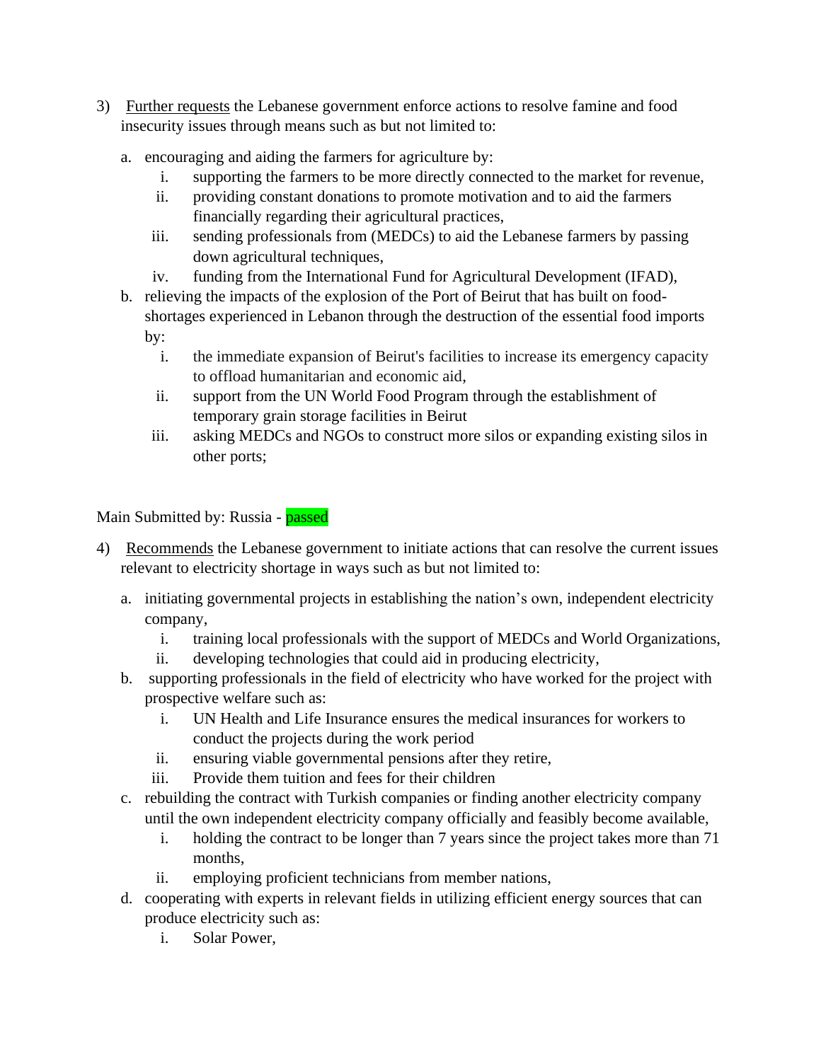3) <u>Further requests</u> the Lebanese government enforce actions to resolve famine and food insecurity issues through means such as but not limited to:

   a. encouraging and aiding the farmers for agriculture by:
      i. supporting the farmers to be more directly connected to the market for revenue,
      ii. providing constant donations to promote motivation and to aid the farmers financially regarding their agricultural practices,
      iii. sending professionals from (MEDCs) to aid the Lebanese farmers by passing down agricultural techniques,
      iv. funding from the International Fund for Agricultural Development (IFAD),

   b. relieving the impacts of the explosion of the Port of Beirut that has built on food-shortages experienced in Lebanon through the destruction of the essential food imports by:
      i. the immediate expansion of Beirut's facilities to increase its emergency capacity to offload humanitarian and economic aid,
      ii. support from the UN World Food Program through the establishment of temporary grain storage facilities in Beirut
      iii. asking MEDCs and NGOs to construct more silos or expanding existing silos in other ports;

Main Submitted by: Russia - passed

4) <u>Recommends</u> the Lebanese government to initiate actions that can resolve the current issues relevant to electricity shortage in ways such as but not limited to:

   a. initiating governmental projects in establishing the nation's own, independent electricity company,
      i. training local professionals with the support of MEDCs and World Organizations,
      ii. developing technologies that could aid in producing electricity,

   b. supporting professionals in the field of electricity who have worked for the project with prospective welfare such as:
      i. UN Health and Life Insurance ensures the medical insurances for workers to conduct the projects during the work period
      ii. ensuring viable governmental pensions after they retire,
      iii. Provide them tuition and fees for their children

   c. rebuilding the contract with Turkish companies or finding another electricity company until the own independent electricity company officially and feasibly become available,
      i. holding the contract to be longer than 7 years since the project takes more than 71 months,
      ii. employing proficient technicians from member nations,

   d. cooperating with experts in relevant fields in utilizing efficient energy sources that can produce electricity such as:
      i. Solar Power,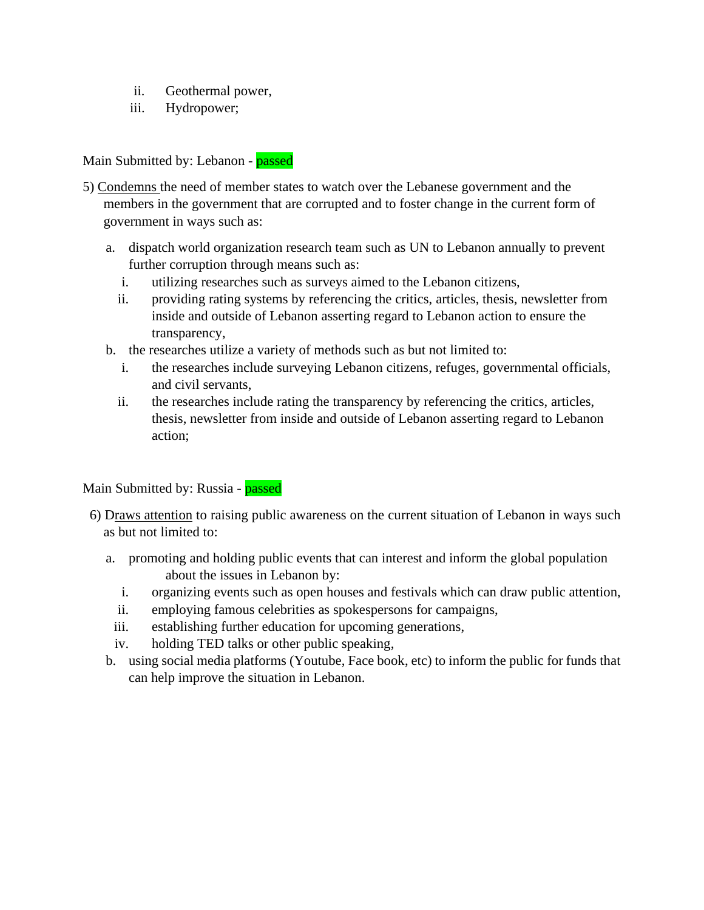ii. Geothermal power,
   iii. Hydropower;

Main Submitted by: Lebanon - passed

5) Condemns the need of member states to watch over the Lebanese government and the members in the government that are corrupted and to foster change in the current form of government in ways such as:

   a. dispatch world organization research team such as UN to Lebanon annually to prevent further corruption through means such as:
      i. utilizing researches such as surveys aimed to the Lebanon citizens,
      ii. providing rating systems by referencing the critics, articles, thesis, newsletter from inside and outside of Lebanon asserting regard to Lebanon action to ensure the transparency,
   b. the researches utilize a variety of methods such as but not limited to:
      i. the researches include surveying Lebanon citizens, refuges, governmental officials, and civil servants,
      ii. the researches include rating the transparency by referencing the critics, articles, thesis, newsletter from inside and outside of Lebanon asserting regard to Lebanon action;

Main Submitted by: Russia - passed

6) Draws attention to raising public awareness on the current situation of Lebanon in ways such as but not limited to:

   a. promoting and holding public events that can interest and inform the global population about the issues in Lebanon by:
      i. organizing events such as open houses and festivals which can draw public attention,
      ii. employing famous celebrities as spokespersons for campaigns,
      iii. establishing further education for upcoming generations,
      iv. holding TED talks or other public speaking,
   b. using social media platforms (Youtube, Face book, etc) to inform the public for funds that can help improve the situation in Lebanon.